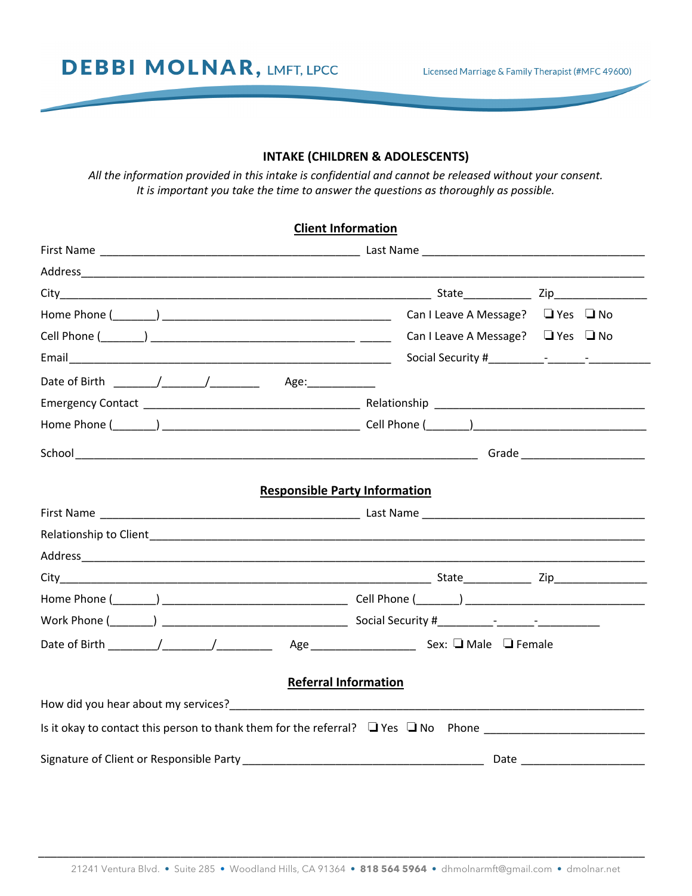# DEBBI MOLNAR, LMFT, LPCC

Licensed Marriage & Family Therapist (#MFC 49600)

## INTAKE (CHILDREN & ADOLESCENTS)

*All the information provided in this intake is confidential and cannot be released without your consent.*
*It is important you take the time to answer the questions as thoroughly as possible.*

### Client Information

First Name ________________________________________ Last Name __________________________________

Address_______________________________________________________________________________

City_________________________________________________________ State__________ Zip______________

Home Phone (______) ___________________________________ Can I Leave A Message? ❑ Yes ❑ No

Cell Phone (______) ______________________________ _____ Can I Leave A Message? ❑ Yes ❑ No

Email_________________________________________________ Social Security #________-______-_________

Date of Birth ______/______/_______ Age:__________

Emergency Contact _________________________________ Relationship _______________________________

Home Phone (______) ______________________________ Cell Phone (______)__________________________

School ____________________________________________________________ Grade __________________

### Responsible Party Information

First Name ________________________________________ Last Name __________________________________

Relationship to Client___________________________________________________________________________

Address_______________________________________________________________________________

City_________________________________________________________ State__________ Zip______________

Home Phone (______) _____________________________ Cell Phone (______) ___________________________

Work Phone (______) _____________________________ Social Security #________-______-_________

Date of Birth _______/_______/________ Age ________________ Sex: ❑ Male ❑ Female

### Referral Information

How did you hear about my services?______________________________________________________________

Is it okay to contact this person to thank them for the referral? ❑ Yes ❑ No Phone _________________________

Signature of Client or Responsible Party _____________________________________ Date ___________________

21241 Ventura Blvd. • Suite 285 • Woodland Hills, CA 91364 • **818 564 5964** • dhmolnarmft@gmail.com • dmolnar.net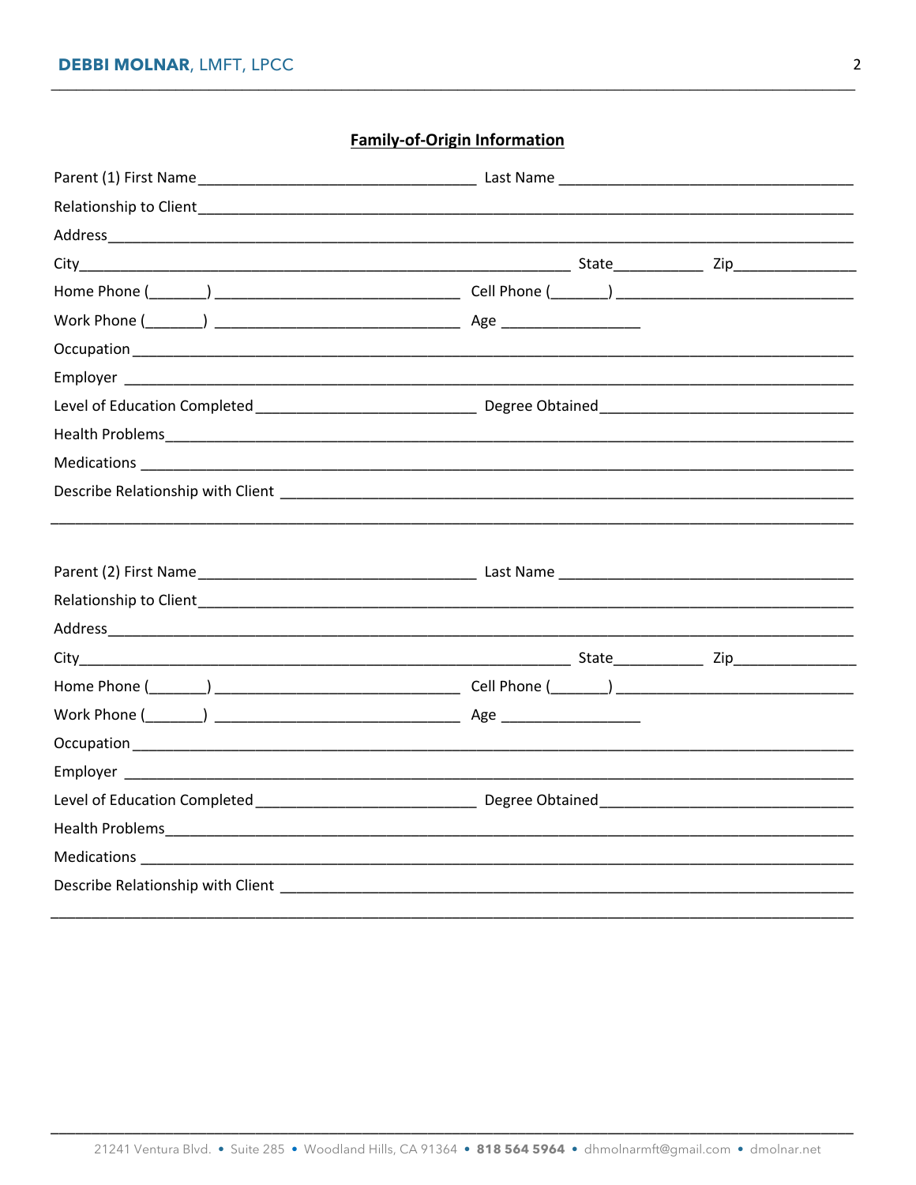## Family-of-Origin Information

Parent (1) First Name_________________________________ Last Name ___________________________________

Relationship to Client____________________________________________________________________________

Address_______________________________________________________________________________________

City__________________________________________________________ State__________ Zip______________

Home Phone (_______) _____________________________ Cell Phone (_______) ____________________________

Work Phone (_______) _____________________________ Age ________________

Occupation ____________________________________________________________________________________

Employer _____________________________________________________________________________________

Level of Education Completed __________________________ Degree Obtained______________________________

Health Problems_________________________________________________________________________________

Medications ___________________________________________________________________________________

Describe Relationship with Client _____________________________________________________________

_______________________________________________________________________________________________

Parent (2) First Name_________________________________ Last Name ___________________________________

Relationship to Client____________________________________________________________________________

Address_______________________________________________________________________________________

City__________________________________________________________ State__________ Zip______________

Home Phone (_______) _____________________________ Cell Phone (_______) ____________________________

Work Phone (_______) _____________________________ Age ________________

Occupation ____________________________________________________________________________________

Employer _____________________________________________________________________________________

Level of Education Completed __________________________ Degree Obtained______________________________

Health Problems_________________________________________________________________________________

Medications ___________________________________________________________________________________

Describe Relationship with Client _____________________________________________________________

_______________________________________________________________________________________________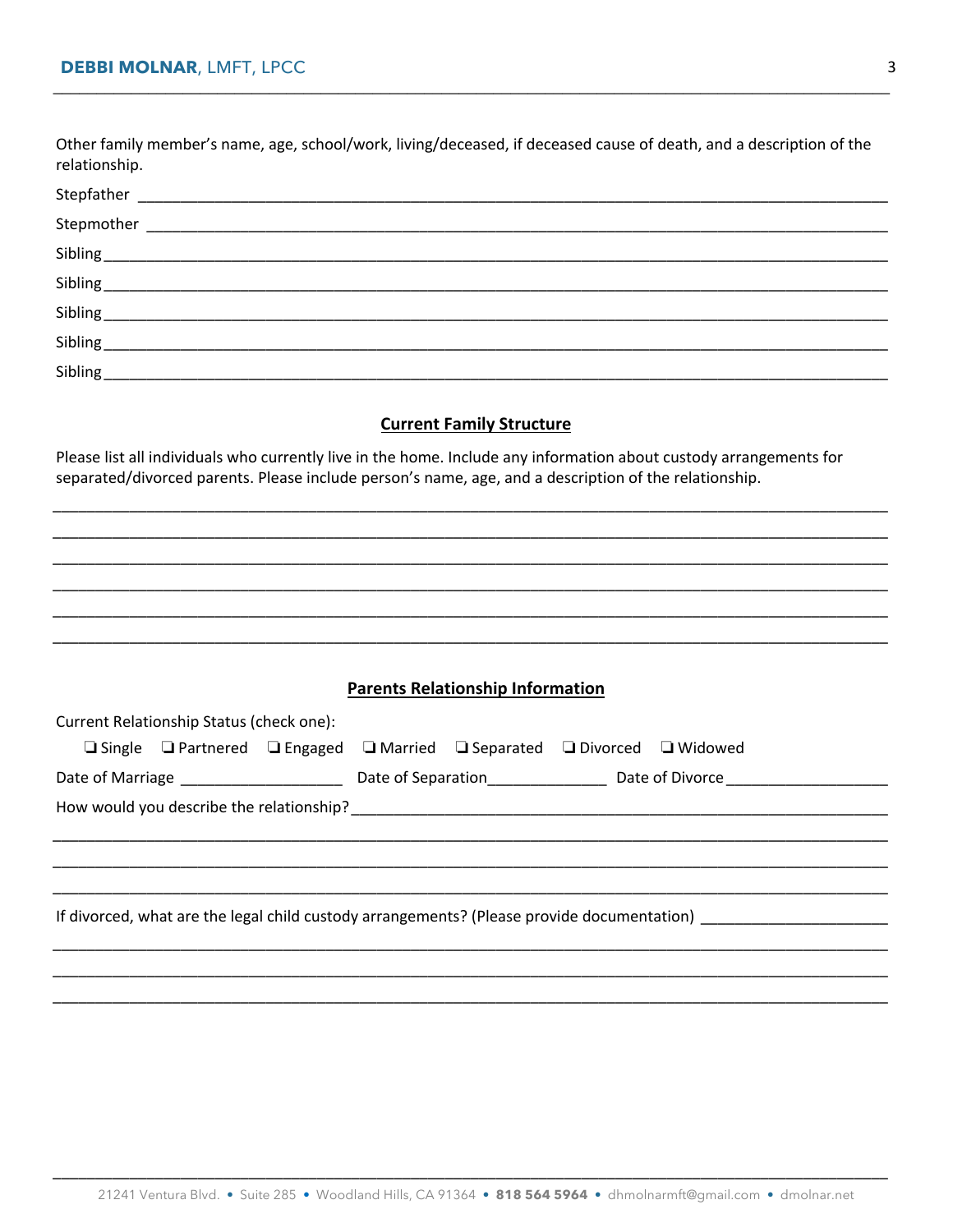Other family member's name, age, school/work, living/deceased, if deceased cause of death, and a description of the relationship.

Stepfather ______________________________________________________________________________

Stepmother _____________________________________________________________________________

Sibling ________________________________________________________________________________

Sibling ________________________________________________________________________________

Sibling ________________________________________________________________________________

Sibling ________________________________________________________________________________

Sibling ________________________________________________________________________________

## Current Family Structure

Please list all individuals who currently live in the home. Include any information about custody arrangements for separated/divorced parents. Please include person's name, age, and a description of the relationship.

_______________________________________________________________________________________

_______________________________________________________________________________________

_______________________________________________________________________________________

_______________________________________________________________________________________

_______________________________________________________________________________________

_______________________________________________________________________________________

## Parents Relationship Information

Current Relationship Status (check one):

❑ Single ❑ Partnered ❑ Engaged ❑ Married ❑ Separated ❑ Divorced ❑ Widowed

Date of Marriage ___________________ Date of Separation______________ Date of Divorce___________________

How would you describe the relationship?_______________________________________________________

_______________________________________________________________________________________

_______________________________________________________________________________________

_______________________________________________________________________________________

If divorced, what are the legal child custody arrangements? (Please provide documentation) ______________________

_______________________________________________________________________________________

_______________________________________________________________________________________

_______________________________________________________________________________________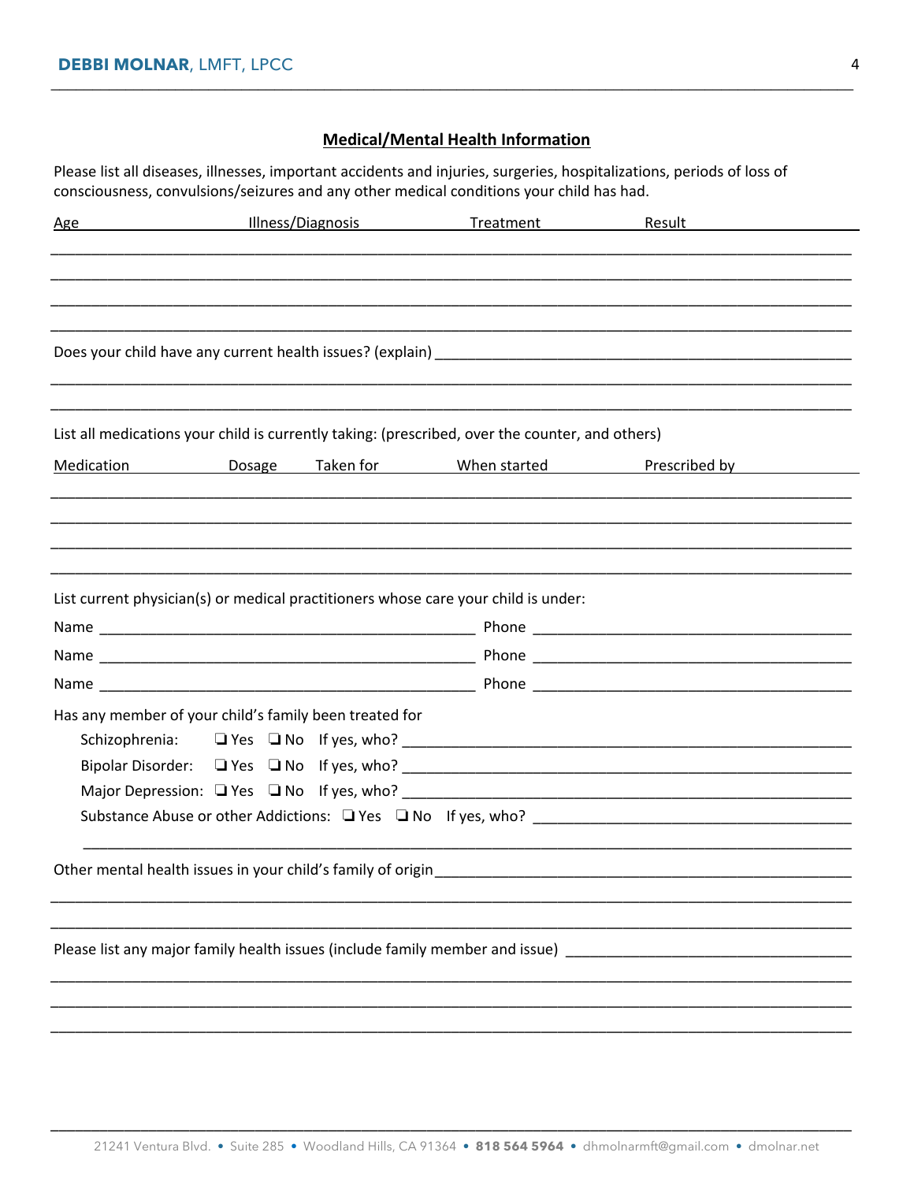## Medical/Mental Health Information

Please list all diseases, illnesses, important accidents and injuries, surgeries, hospitalizations, periods of loss of consciousness, convulsions/seizures and any other medical conditions your child has had.

| Age | Illness/Diagnosis | Treatment | Result |
|---|---|---|---|
| | | | |
| | | | |
| | | | |
| | | | |

Does your child have any current health issues? (explain) ______________________________________________

______________________________________________________________________________

______________________________________________________________________________

List all medications your child is currently taking: (prescribed, over the counter, and others)

| Medication | Dosage | Taken for | When started | Prescribed by |
|---|---|---|---|---|
| | | | | |
| | | | | |
| | | | | |
| | | | | |

List current physician(s) or medical practitioners whose care your child is under:

Name ______________________________________ Phone ________________________________

Name ______________________________________ Phone ________________________________

Name ______________________________________ Phone ________________________________

Has any member of your child's family been treated for

- Schizophrenia: ❏ Yes ❏ No If yes, who? ______________________________________________
- Bipolar Disorder: ❏ Yes ❏ No If yes, who? ______________________________________________
- Major Depression: ❏ Yes ❏ No If yes, who? ______________________________________________
- Substance Abuse or other Addictions: ❏ Yes ❏ No If yes, who? ________________________________

  ______________________________________________________________________________

Other mental health issues in your child's family of origin_________________________________________

______________________________________________________________________________

______________________________________________________________________________

Please list any major family health issues (include family member and issue) ___________________________

______________________________________________________________________________

______________________________________________________________________________

______________________________________________________________________________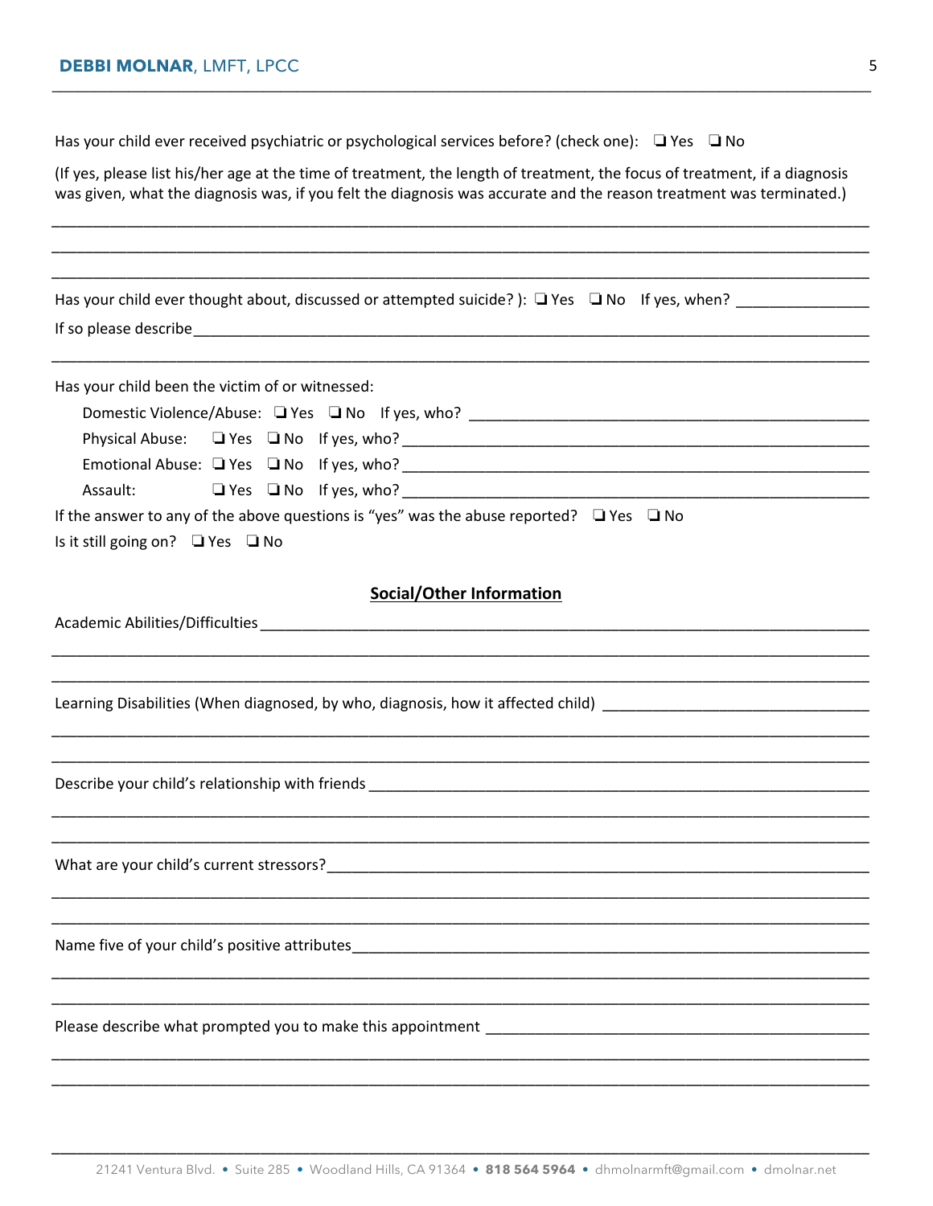Has your child ever received psychiatric or psychological services before? (check one): ❑ Yes ❑ No

(If yes, please list his/her age at the time of treatment, the length of treatment, the focus of treatment, if a diagnosis was given, what the diagnosis was, if you felt the diagnosis was accurate and the reason treatment was terminated.)

_______________________________________________________________________________________________

_______________________________________________________________________________________________

_______________________________________________________________________________________________

Has your child ever thought about, discussed or attempted suicide? ): ❑ Yes ❑ No If yes, when? _______________

If so please describe_____________________________________________________________________________

_______________________________________________________________________________________________

Has your child been the victim of or witnessed:

- Domestic Violence/Abuse: ❑ Yes ❑ No If yes, who? _______________________________________________
- Physical Abuse: ❑ Yes ❑ No If yes, who? _______________________________________________
- Emotional Abuse: ❑ Yes ❑ No If yes, who? _______________________________________________
- Assault: ❑ Yes ❑ No If yes, who? _______________________________________________

If the answer to any of the above questions is "yes" was the abuse reported? ❑ Yes ❑ No

Is it still going on? ❑ Yes ❑ No

## Social/Other Information

Academic Abilities/Difficulties ___________________________________________________________________

_______________________________________________________________________________________________

_______________________________________________________________________________________________

Learning Disabilities (When diagnosed, by who, diagnosis, how it affected child) _______________________________

_______________________________________________________________________________________________

_______________________________________________________________________________________________

Describe your child's relationship with friends ____________________________________________________

_______________________________________________________________________________________________

_______________________________________________________________________________________________

What are your child's current stressors?__________________________________________________________

_______________________________________________________________________________________________

_______________________________________________________________________________________________

Name five of your child's positive attributes_______________________________________________________

_______________________________________________________________________________________________

_______________________________________________________________________________________________

Please describe what prompted you to make this appointment _________________________________________

_______________________________________________________________________________________________

_______________________________________________________________________________________________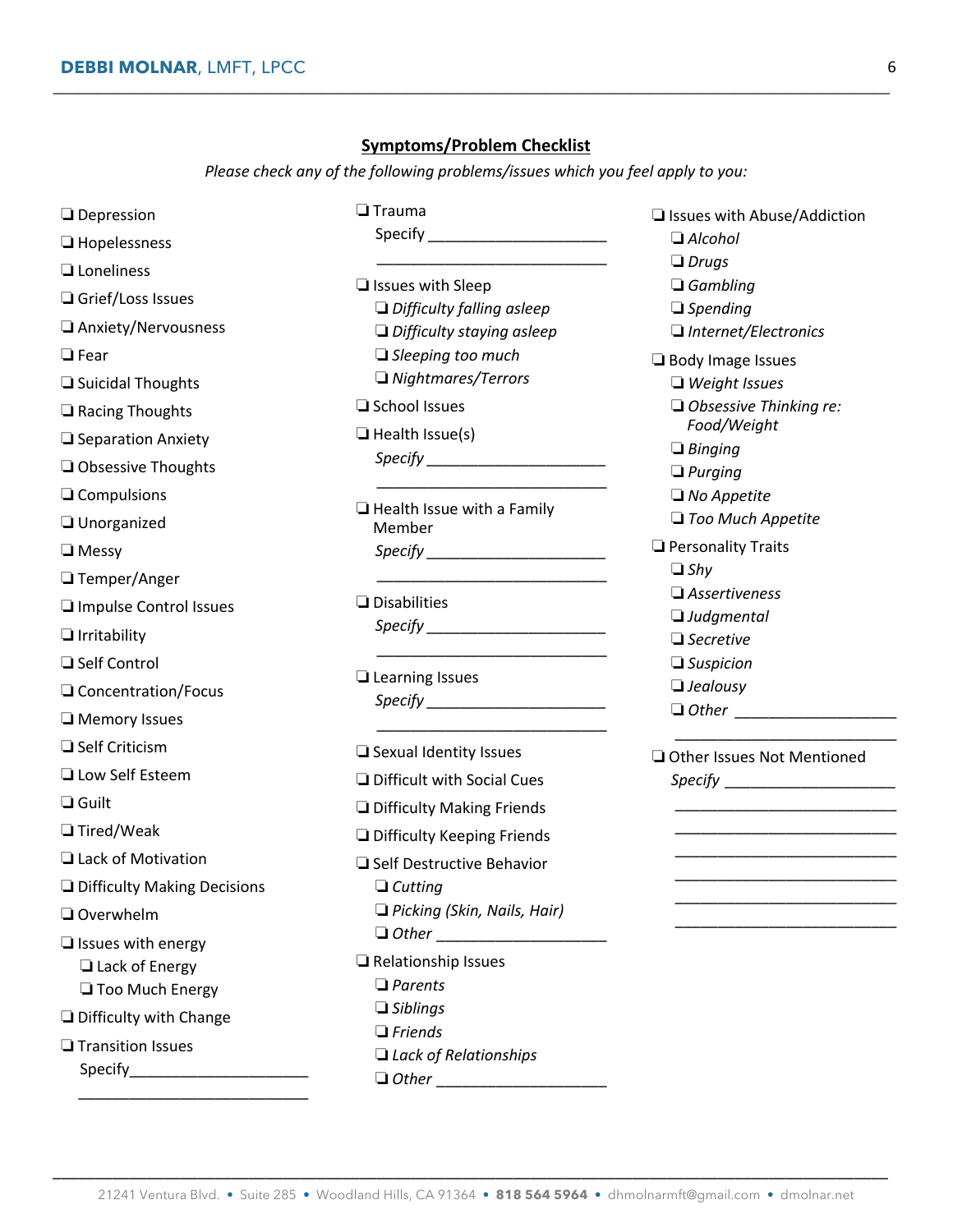## Symptoms/Problem Checklist

*Please check any of the following problems/issues which you feel apply to you:*

- ❏ Depression
- ❏ Hopelessness
- ❏ Loneliness
- ❏ Grief/Loss Issues
- ❏ Anxiety/Nervousness
- ❏ Fear
- ❏ Suicidal Thoughts
- ❏ Racing Thoughts
- ❏ Separation Anxiety
- ❏ Obsessive Thoughts
- ❏ Compulsions
- ❏ Unorganized
- ❏ Messy
- ❏ Temper/Anger
- ❏ Impulse Control Issues
- ❏ Irritability
- ❏ Self Control
- ❏ Concentration/Focus
- ❏ Memory Issues
- ❏ Self Criticism
- ❏ Low Self Esteem
- ❏ Guilt
- ❏ Tired/Weak
- ❏ Lack of Motivation
- ❏ Difficulty Making Decisions
- ❏ Overwhelm
- ❏ Issues with energy
  - ❏ Lack of Energy
  - ❏ Too Much Energy
- ❏ Difficulty with Change
- ❏ Transition Issues
  Specify____________________
  ____________________________
- ❏ Trauma
  Specify ____________________
  ____________________________
- ❏ Issues with Sleep
  - ❏ *Difficulty falling asleep*
  - ❏ *Difficulty staying asleep*
  - ❏ *Sleeping too much*
  - ❏ *Nightmares/Terrors*
- ❏ School Issues
- ❏ Health Issue(s)
  *Specify* ____________________
  ____________________________
- ❏ Health Issue with a Family Member
  *Specify* ____________________
  ____________________________
- ❏ Disabilities
  *Specify* ____________________
  ____________________________
- ❏ Learning Issues
  *Specify* ____________________
  ____________________________
- ❏ Sexual Identity Issues
- ❏ Difficult with Social Cues
- ❏ Difficulty Making Friends
- ❏ Difficulty Keeping Friends
- ❏ Self Destructive Behavior
  - ❏ *Cutting*
  - ❏ *Picking (Skin, Nails, Hair)*
  - ❏ *Other* ____________________
- ❏ Relationship Issues
  - ❏ *Parents*
  - ❏ *Siblings*
  - ❏ *Friends*
  - ❏ *Lack of Relationships*
  - ❏ *Other* ____________________
- ❏ Issues with Abuse/Addiction
  - ❏ *Alcohol*
  - ❏ *Drugs*
  - ❏ *Gambling*
  - ❏ *Spending*
  - ❏ *Internet/Electronics*
- ❏ Body Image Issues
  - ❏ *Weight Issues*
  - ❏ *Obsessive Thinking re: Food/Weight*
  - ❏ *Binging*
  - ❏ *Purging*
  - ❏ *No Appetite*
  - ❏ *Too Much Appetite*
- ❏ Personality Traits
  - ❏ *Shy*
  - ❏ *Assertiveness*
  - ❏ *Judgmental*
  - ❏ *Secretive*
  - ❏ *Suspicion*
  - ❏ *Jealousy*
  - ❏ *Other* ____________________
    ____________________________
- ❏ Other Issues Not Mentioned
  *Specify* ____________________
  ____________________________
  ____________________________
  ____________________________
  ____________________________
  ____________________________
  ____________________________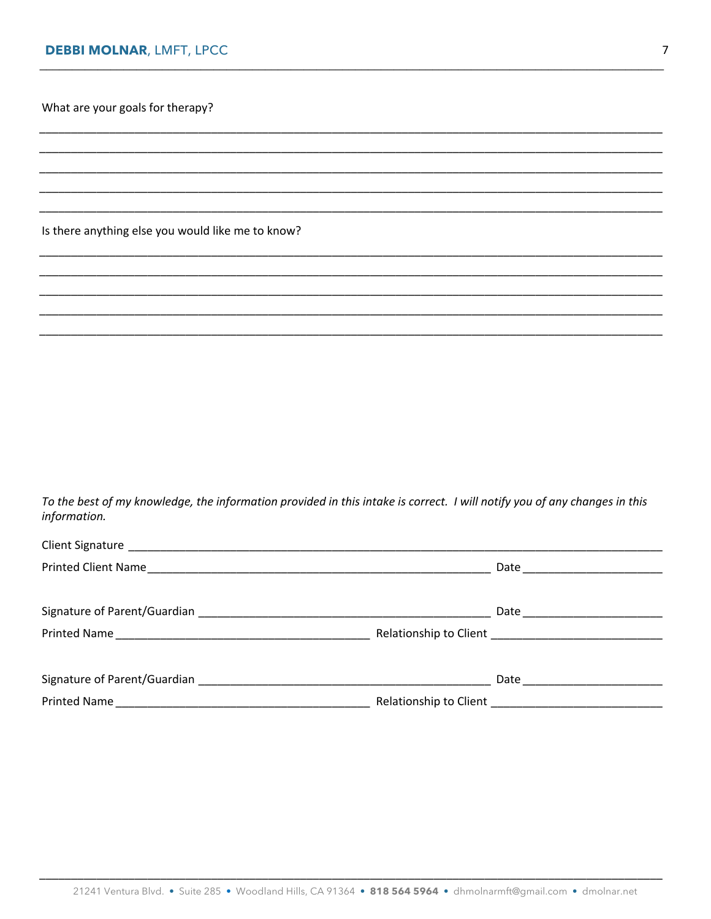What are your goals for therapy?

___________________________________________________________________________________________

___________________________________________________________________________________________

___________________________________________________________________________________________

___________________________________________________________________________________________

___________________________________________________________________________________________

Is there anything else you would like me to know?

___________________________________________________________________________________________

___________________________________________________________________________________________

___________________________________________________________________________________________

___________________________________________________________________________________________

___________________________________________________________________________________________

*To the best of my knowledge, the information provided in this intake is correct. I will notify you of any changes in this information.*

Client Signature ___________________________________________________________________________

Printed Client Name_____________________________________________________ Date ____________________

Signature of Parent/Guardian __________________________________________ Date ____________________

Printed Name ____________________________________ Relationship to Client ________________________

Signature of Parent/Guardian __________________________________________ Date ____________________

Printed Name ____________________________________ Relationship to Client ________________________